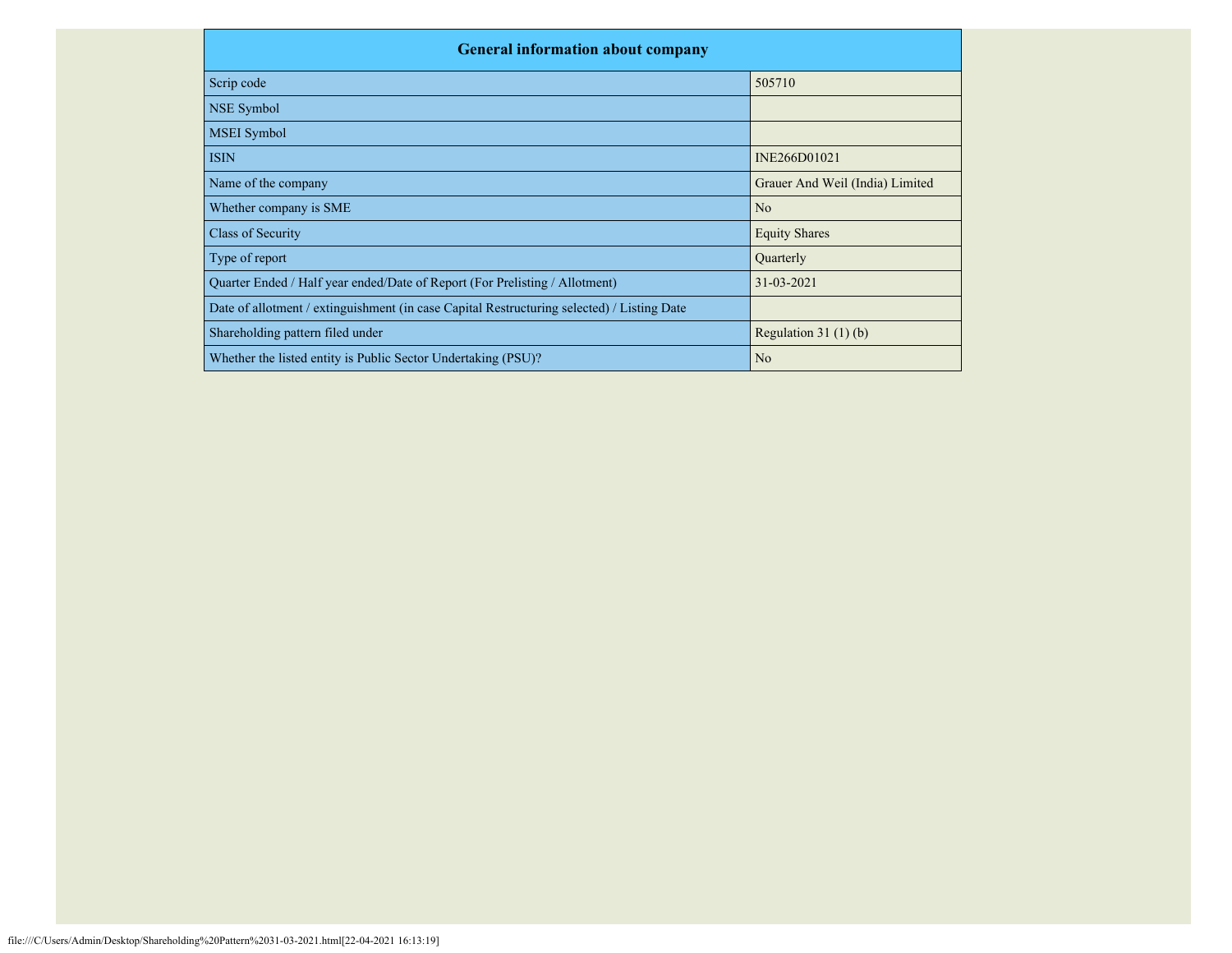| General information about company | |
|---|---|
| Scrip code | 505710 |
| NSE Symbol | |
| MSEI Symbol | |
| ISIN | INE266D01021 |
| Name of the company | Grauer And Weil (India) Limited |
| Whether company is SME | No |
| Class of Security | Equity Shares |
| Type of report | Quarterly |
| Quarter Ended / Half year ended/Date of Report (For Prelisting / Allotment) | 31-03-2021 |
| Date of allotment / extinguishment (in case Capital Restructuring selected) / Listing Date | |
| Shareholding pattern filed under | Regulation 31 (1) (b) |
| Whether the listed entity is Public Sector Undertaking (PSU)? | No |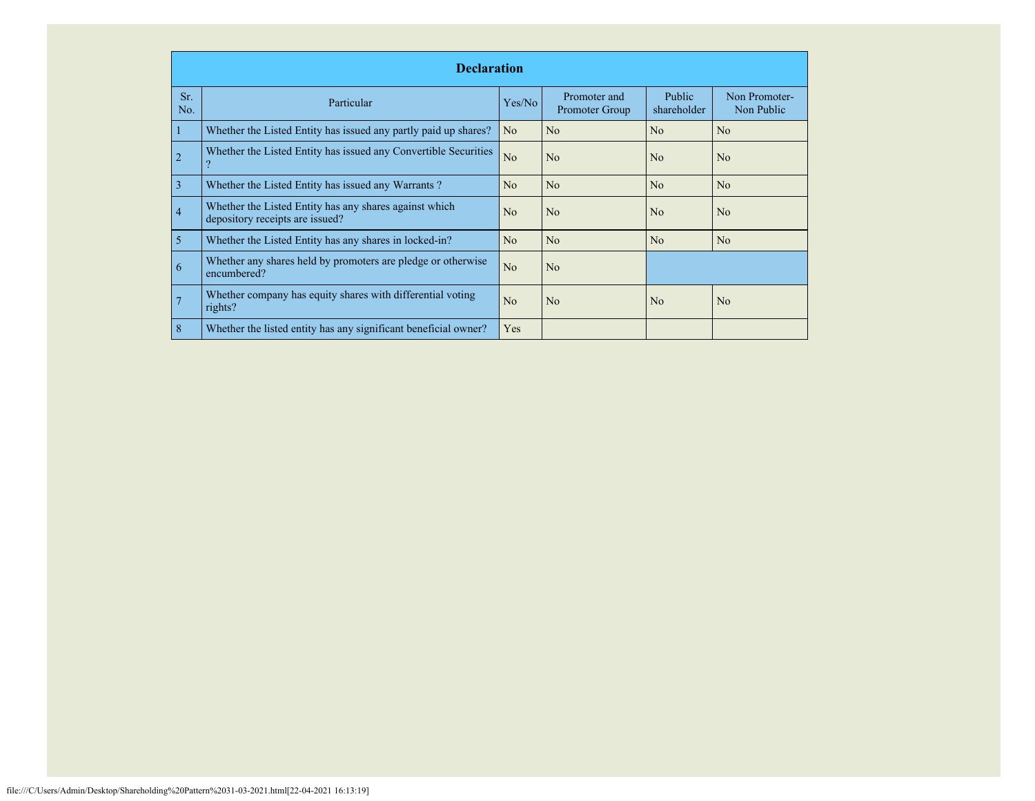| Declaration | | | | | |
|---|---|---|---|---|---|
| Sr. No. | Particular | Yes/No | Promoter and Promoter Group | Public shareholder | Non Promoter- Non Public |
| 1 | Whether the Listed Entity has issued any partly paid up shares? | No | No | No | No |
| 2 | Whether the Listed Entity has issued any Convertible Securities ? | No | No | No | No |
| 3 | Whether the Listed Entity has issued any Warrants ? | No | No | No | No |
| 4 | Whether the Listed Entity has any shares against which depository receipts are issued? | No | No | No | No |
| 5 | Whether the Listed Entity has any shares in locked-in? | No | No | No | No |
| 6 | Whether any shares held by promoters are pledge or otherwise encumbered? | No | No | | |
| 7 | Whether company has equity shares with differential voting rights? | No | No | No | No |
| 8 | Whether the listed entity has any significant beneficial owner? | Yes | | | |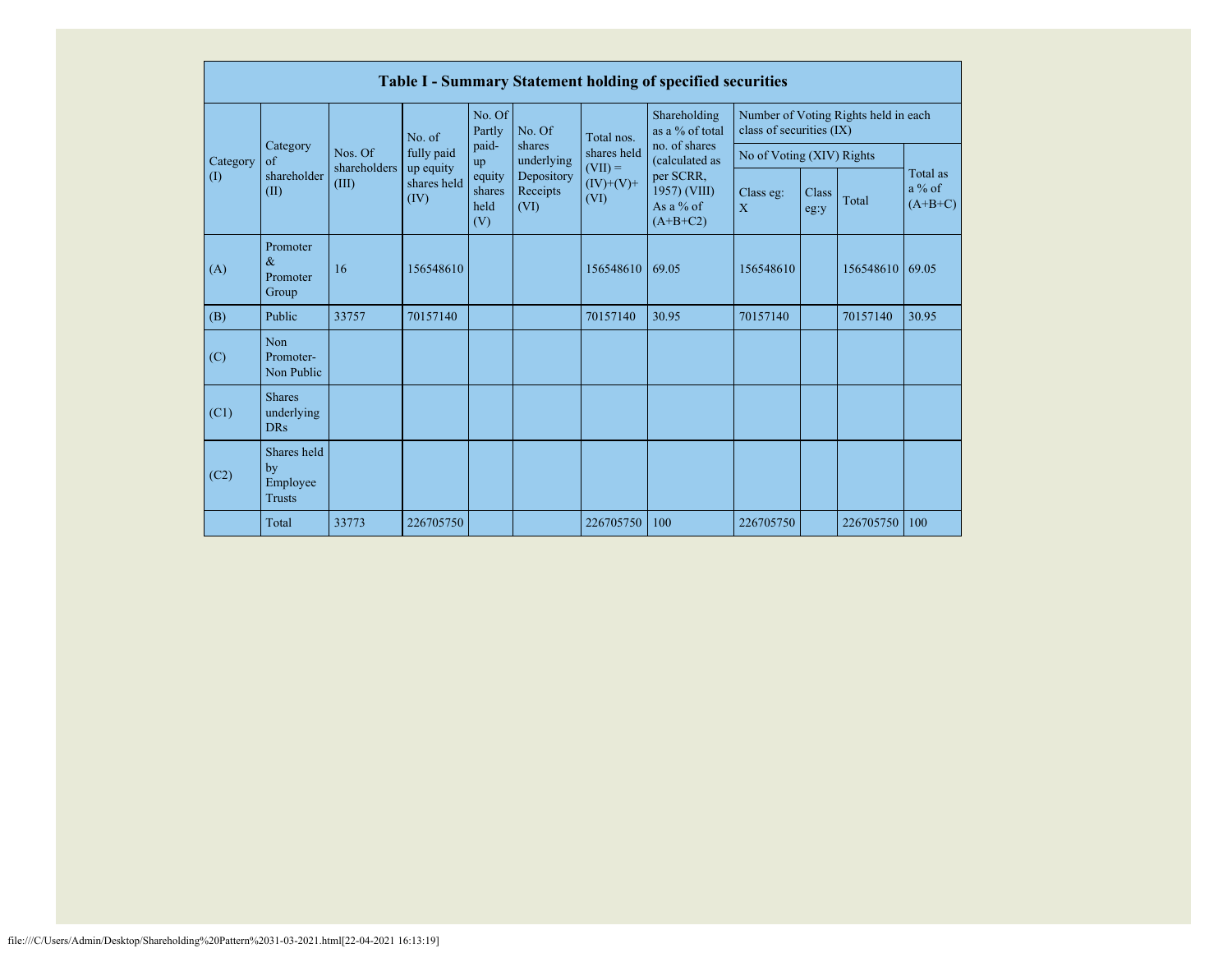| Table I - Summary Statement holding of specified securities | | | | | | | | | | | | |
|---|---|---|---|---|---|---|---|---|---|---|---|---|
| Category (I) | Category of shareholder (II) | Nos. Of shareholders (III) | No. of fully paid up equity shares held (IV) | No. Of Partly paid-up equity shares held (V) | No. Of shares underlying Depository Receipts (VI) | Total nos. shares held (VII) = (IV)+(V)+ (VI) | Shareholding as a % of total no. of shares (calculated as per SCRR, 1957) (VIII) As a % of (A+B+C2) | Number of Voting Rights held in each class of securities (IX) | | | |
| | | | | | | | | No of Voting (XIV) Rights | | | Total as a % of (A+B+C) |
| | | | | | | | | Class eg: X | Class eg:y | Total | |
| (A) | Promoter & Promoter Group | 16 | 156548610 | | | 156548610 | 69.05 | 156548610 | | 156548610 | 69.05 |
| (B) | Public | 33757 | 70157140 | | | 70157140 | 30.95 | 70157140 | | 70157140 | 30.95 |
| (C) | Non Promoter-Non Public | | | | | | | | | | |
| (C1) | Shares underlying DRs | | | | | | | | | | |
| (C2) | Shares held by Employee Trusts | | | | | | | | | | |
| | Total | 33773 | 226705750 | | | 226705750 | 100 | 226705750 | | 226705750 | 100 |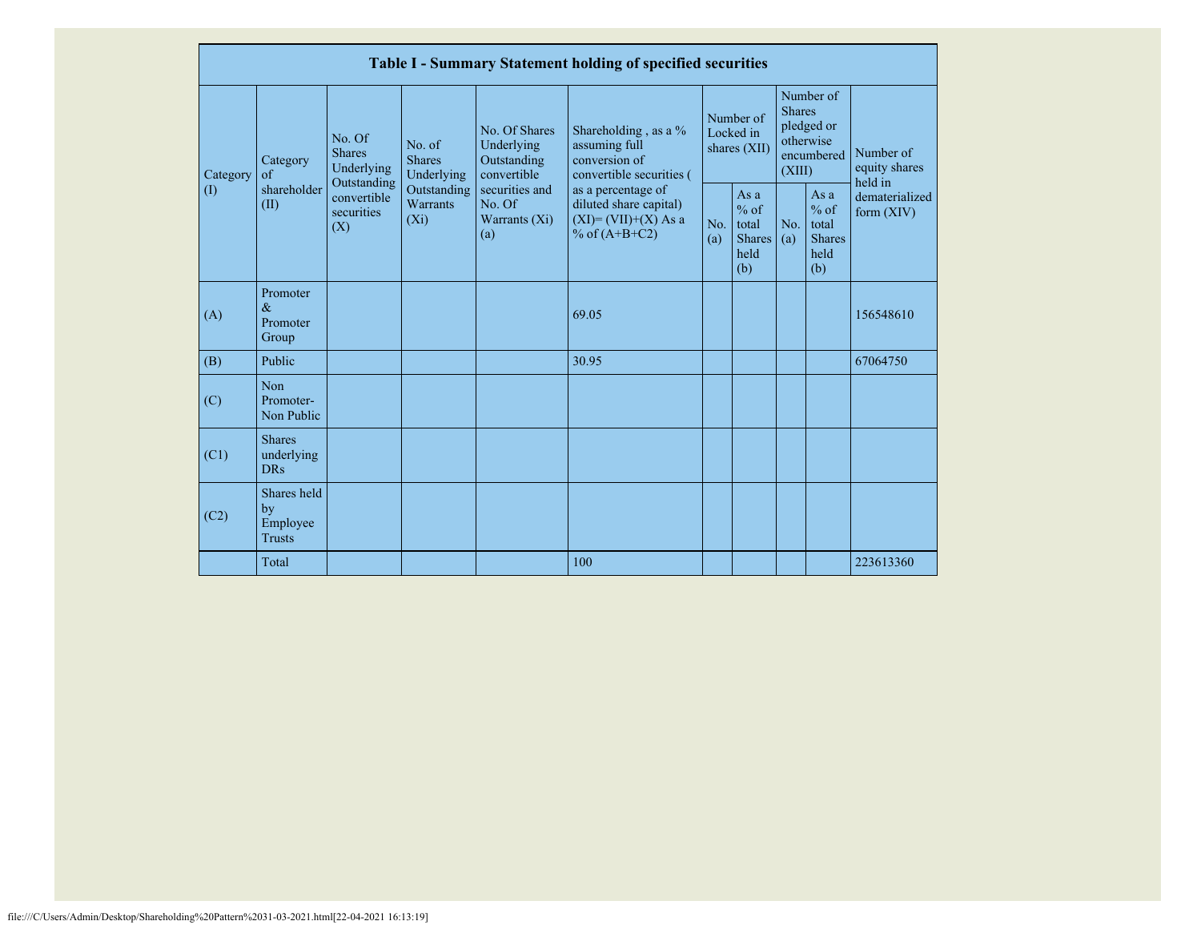| Table I - Summary Statement holding of specified securities | | | | | | | | | | | |
|---|---|---|---|---|---|---|---|---|---|---|---|
| Category (I) | Category of shareholder (II) | No. Of Shares Underlying Outstanding convertible securities (X) | No. of Shares Underlying Outstanding Warrants (Xi) | No. Of Shares Underlying Outstanding convertible securities and No. Of Warrants (Xi) (a) | Shareholding , as a % assuming full conversion of convertible securities ( as a percentage of diluted share capital) (XI)= (VII)+(X) As a % of (A+B+C2) | Number of Locked in shares (XII) | | Number of Shares pledged or otherwise encumbered (XIII) | | Number of equity shares held in dematerialized form (XIV) |
| | | | | | | No. (a) | As a % of total Shares held (b) | No. (a) | As a % of total Shares held (b) | |
| (A) | Promoter & Promoter Group | | | | 69.05 | | | | | 156548610 |
| (B) | Public | | | | 30.95 | | | | | 67064750 |
| (C) | Non Promoter- Non Public | | | | | | | | | |
| (C1) | Shares underlying DRs | | | | | | | | | |
| (C2) | Shares held by Employee Trusts | | | | | | | | | |
| | Total | | | | 100 | | | | | 223613360 |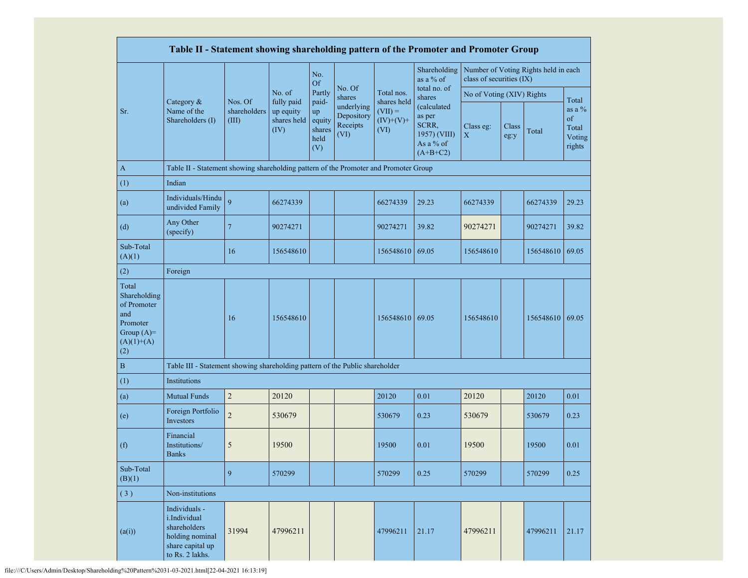| Table II - Statement showing shareholding pattern of the Promoter and Promoter Group | | | | | | | | | | | |
|---|---|---|---|---|---|---|---|---|---|---|---|
| Sr. | Category & Name of the Shareholders (I) | Nos. Of shareholders (III) | No. of fully paid up equity shares held (IV) | No. Of Partly paid-up equity shares held (V) | No. Of shares underlying Depository Receipts (VI) | Total nos. shares held (VII) = (IV)+(V)+ (VI) | Shareholding as a % of total no. of shares (calculated as per SCRR, 1957) (VIII) As a % of (A+B+C2) | Number of Voting Rights held in each class of securities (IX) | | | |
| | | | | | | | | No of Voting (XIV) Rights | | | Total as a % of Total Voting rights |
| | | | | | | | | Class eg: X | Class eg:y | Total | |
| A | Table II - Statement showing shareholding pattern of the Promoter and Promoter Group | | | | | | | | | | |
| (1) | Indian | | | | | | | | | | |
| (a) | Individuals/Hindu undivided Family | 9 | 66274339 | | | 66274339 | 29.23 | 66274339 | | 66274339 | 29.23 |
| (d) | Any Other (specify) | 7 | 90274271 | | | 90274271 | 39.82 | 90274271 | | 90274271 | 39.82 |
| Sub-Total (A)(1) | | 16 | 156548610 | | | 156548610 | 69.05 | 156548610 | | 156548610 | 69.05 |
| (2) | Foreign | | | | | | | | | | |
| Total Shareholding of Promoter and Promoter Group (A)=(A)(1)+(A)(2) | | 16 | 156548610 | | | 156548610 | 69.05 | 156548610 | | 156548610 | 69.05 |
| B | Table III - Statement showing shareholding pattern of the Public shareholder | | | | | | | | | | |
| (1) | Institutions | | | | | | | | | | |
| (a) | Mutual Funds | 2 | 20120 | | | 20120 | 0.01 | 20120 | | 20120 | 0.01 |
| (e) | Foreign Portfolio Investors | 2 | 530679 | | | 530679 | 0.23 | 530679 | | 530679 | 0.23 |
| (f) | Financial Institutions/ Banks | 5 | 19500 | | | 19500 | 0.01 | 19500 | | 19500 | 0.01 |
| Sub-Total (B)(1) | | 9 | 570299 | | | 570299 | 0.25 | 570299 | | 570299 | 0.25 |
| ( 3 ) | Non-institutions | | | | | | | | | | |
| (a(i)) | Individuals - i.Individual shareholders holding nominal share capital up to Rs. 2 lakhs. | 31994 | 47996211 | | | 47996211 | 21.17 | 47996211 | | 47996211 | 21.17 |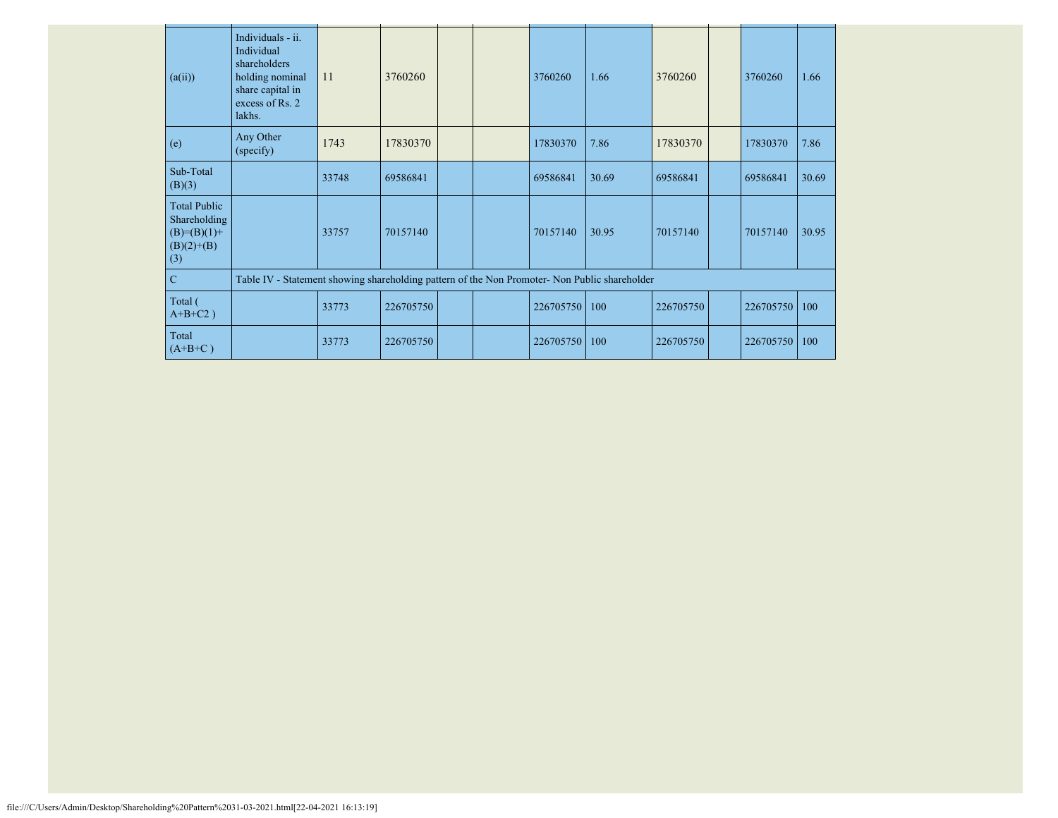| | | | | | | | | | | | |
|---|---|---|---|---|---|---|---|---|---|---|---|
| (a(ii)) | Individuals - ii. Individual shareholders holding nominal share capital in excess of Rs. 2 lakhs. | 11 | 3760260 | | | 3760260 | 1.66 | 3760260 | | 3760260 | 1.66 |
| (e) | Any Other (specify) | 1743 | 17830370 | | | 17830370 | 7.86 | 17830370 | | 17830370 | 7.86 |
| Sub-Total (B)(3) | | 33748 | 69586841 | | | 69586841 | 30.69 | 69586841 | | 69586841 | 30.69 |
| Total Public Shareholding (B)=(B)(1)+(B)(2)+(B)(3) | | 33757 | 70157140 | | | 70157140 | 30.95 | 70157140 | | 70157140 | 30.95 |
| C | Table IV - Statement showing shareholding pattern of the Non Promoter- Non Public shareholder | | | | | | | | | | |
| Total ( A+B+C2 ) | | 33773 | 226705750 | | | 226705750 | 100 | 226705750 | | 226705750 | 100 |
| Total (A+B+C ) | | 33773 | 226705750 | | | 226705750 | 100 | 226705750 | | 226705750 | 100 |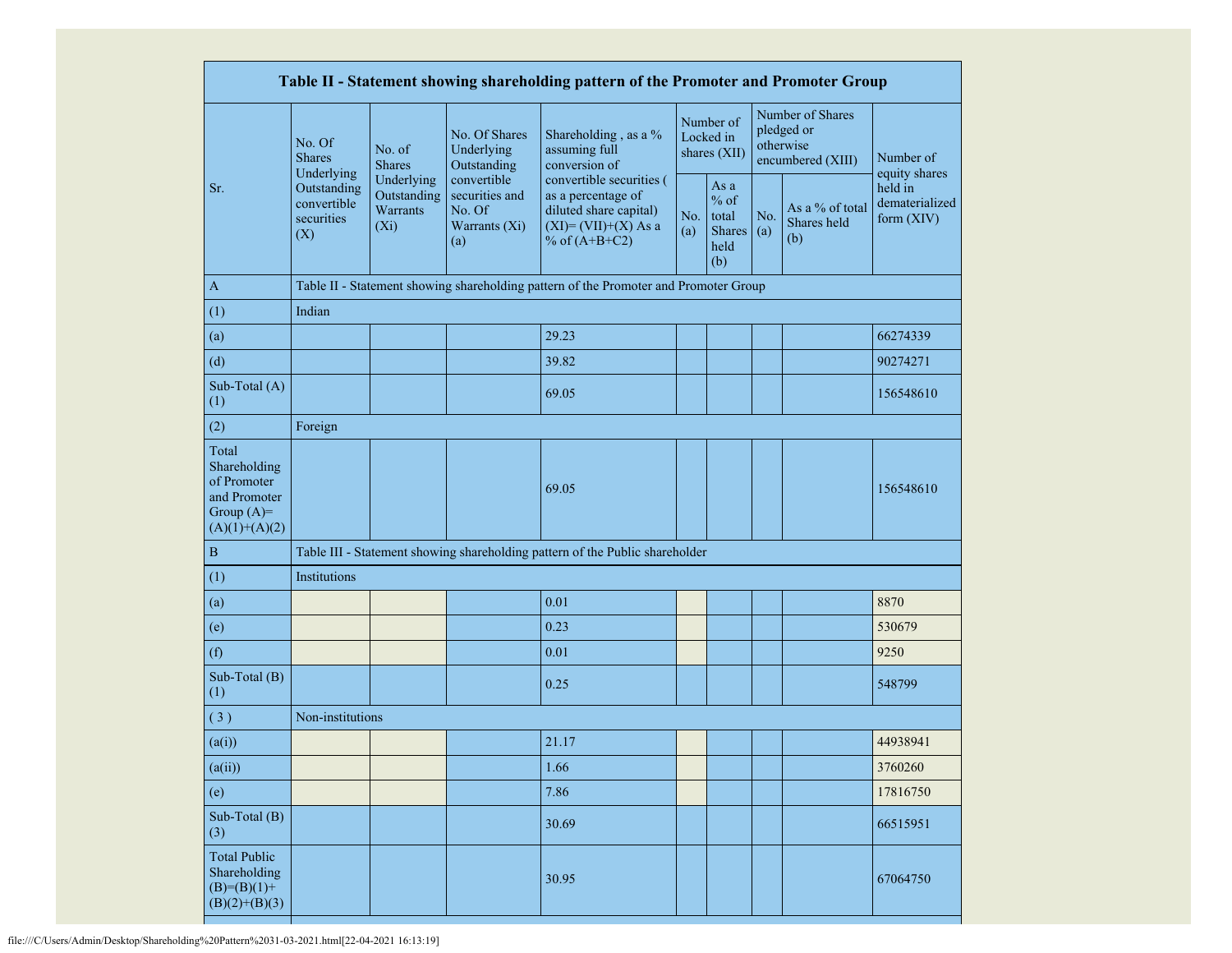| Table II - Statement showing shareholding pattern of the Promoter and Promoter Group | | | | | | | | | |
|---|---|---|---|---|---|---|---|---|---|
| Sr. | No. Of Shares Underlying Outstanding convertible securities (X) | No. of Shares Underlying Outstanding Warrants (Xi) | No. Of Shares Underlying Outstanding convertible securities and No. Of Warrants (Xi) (a) | Shareholding , as a % assuming full conversion of convertible securities ( as a percentage of diluted share capital) (XI)= (VII)+(X) As a % of (A+B+C2) | Number of Locked in shares (XII) | | Number of Shares pledged or otherwise encumbered (XIII) | | Number of equity shares held in dematerialized form (XIV) |
| | | | | | No. (a) | As a % of total Shares held (b) | No. (a) | As a % of total Shares held (b) | |
| A | Table II - Statement showing shareholding pattern of the Promoter and Promoter Group | | | | | | | | |
| (1) | Indian | | | | | | | | |
| (a) | | | | 29.23 | | | | | 66274339 |
| (d) | | | | 39.82 | | | | | 90274271 |
| Sub-Total (A) (1) | | | | 69.05 | | | | | 156548610 |
| (2) | Foreign | | | | | | | | |
| Total Shareholding of Promoter and Promoter Group (A)= (A)(1)+(A)(2) | | | | 69.05 | | | | | 156548610 |
| B | Table III - Statement showing shareholding pattern of the Public shareholder | | | | | | | | |
| (1) | Institutions | | | | | | | | |
| (a) | | | | 0.01 | | | | | 8870 |
| (e) | | | | 0.23 | | | | | 530679 |
| (f) | | | | 0.01 | | | | | 9250 |
| Sub-Total (B) (1) | | | | 0.25 | | | | | 548799 |
| ( 3 ) | Non-institutions | | | | | | | | |
| (a(i)) | | | | 21.17 | | | | | 44938941 |
| (a(ii)) | | | | 1.66 | | | | | 3760260 |
| (e) | | | | 7.86 | | | | | 17816750 |
| Sub-Total (B) (3) | | | | 30.69 | | | | | 66515951 |
| Total Public Shareholding (B)=(B)(1)+ (B)(2)+(B)(3) | | | | 30.95 | | | | | 67064750 |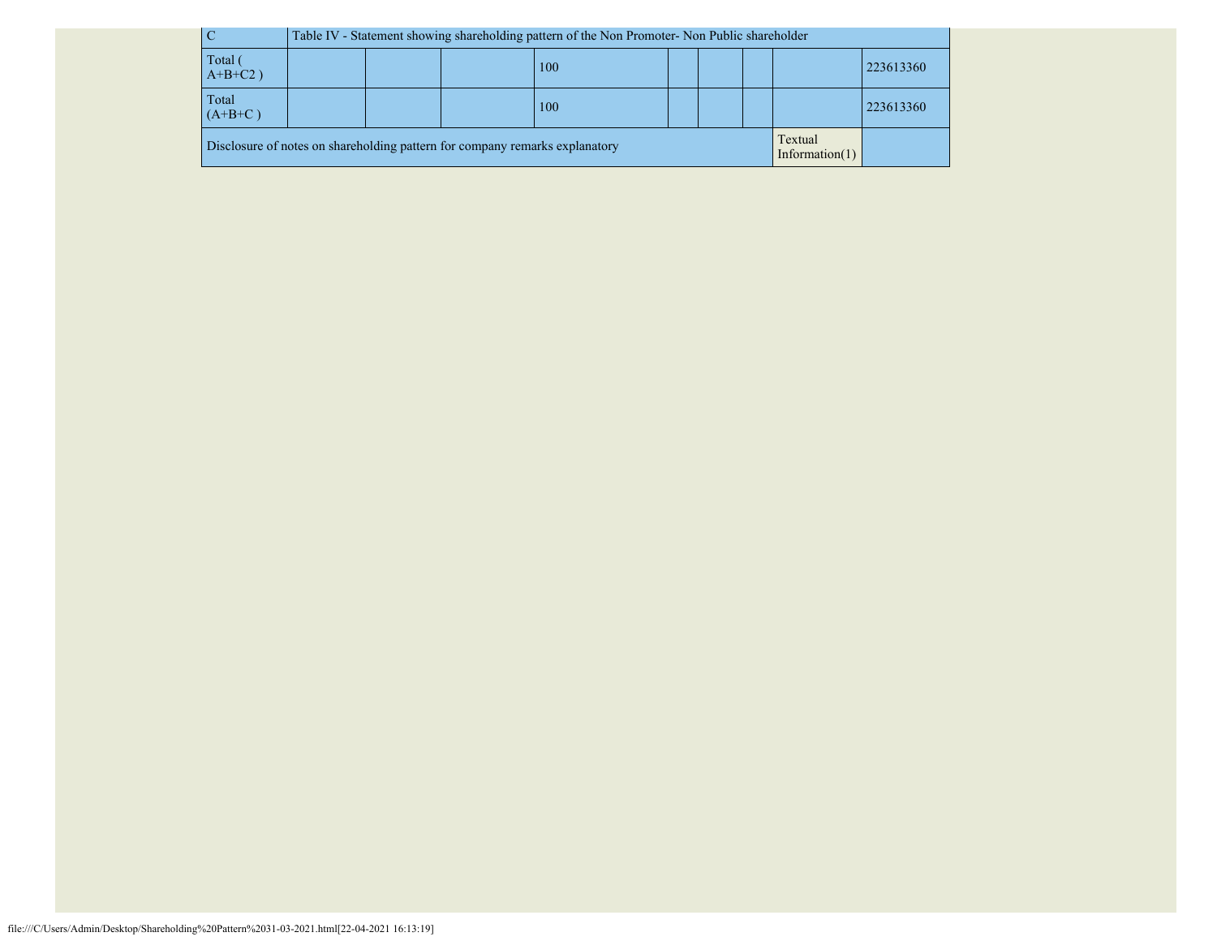| C | Table IV - Statement showing shareholding pattern of the Non Promoter- Non Public shareholder | | | | | | | | |
|---|---|---|---|---|---|---|---|---|---|
| Total ( A+B+C2 ) | | | | 100 | | | | | 223613360 |
| Total (A+B+C ) | | | | 100 | | | | | 223613360 |
| Disclosure of notes on shareholding pattern for company remarks explanatory | | | | | | | | Textual Information(1) | |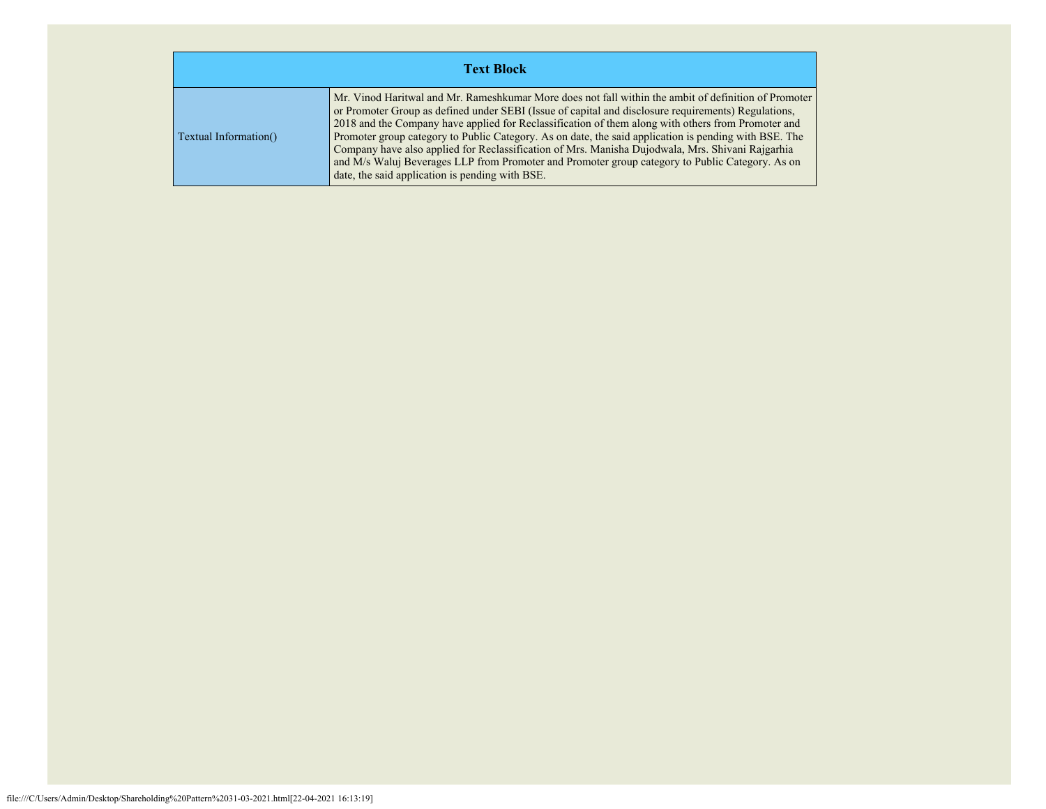| Text Block | |
| --- | --- |
| Textual Information() | Mr. Vinod Haritwal and Mr. Rameshkumar More does not fall within the ambit of definition of Promoter or Promoter Group as defined under SEBI (Issue of capital and disclosure requirements) Regulations, 2018 and the Company have applied for Reclassification of them along with others from Promoter and Promoter group category to Public Category. As on date, the said application is pending with BSE. The Company have also applied for Reclassification of Mrs. Manisha Dujodwala, Mrs. Shivani Rajgarhia and M/s Waluj Beverages LLP from Promoter and Promoter group category to Public Category. As on date, the said application is pending with BSE. |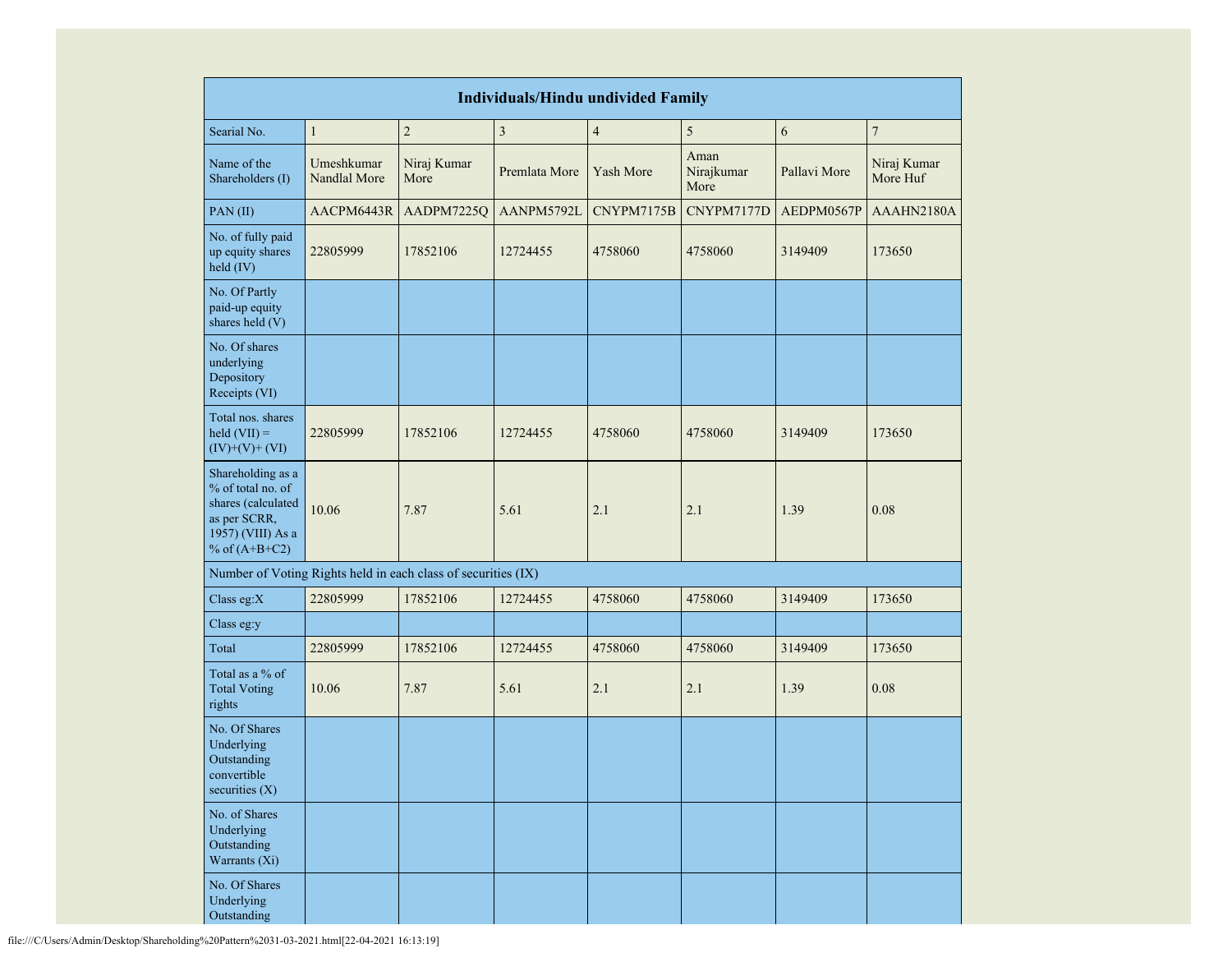| Individuals/Hindu undivided Family | | | | | | | |
|---|---|---|---|---|---|---|---|
| Searial No. | 1 | 2 | 3 | 4 | 5 | 6 | 7 |
| Name of the Shareholders (I) | Umeshkumar Nandlal More | Niraj Kumar More | Premlata More | Yash More | Aman Nirajkumar More | Pallavi More | Niraj Kumar More Huf |
| PAN (II) | AACPM6443R | AADPM7225Q | AANPM5792L | CNYPM7175B | CNYPM7177D | AEDPM0567P | AAAHN2180A |
| No. of fully paid up equity shares held (IV) | 22805999 | 17852106 | 12724455 | 4758060 | 4758060 | 3149409 | 173650 |
| No. Of Partly paid-up equity shares held (V) | | | | | | | |
| No. Of shares underlying Depository Receipts (VI) | | | | | | | |
| Total nos. shares held (VII) = (IV)+(V)+ (VI) | 22805999 | 17852106 | 12724455 | 4758060 | 4758060 | 3149409 | 173650 |
| Shareholding as a % of total no. of shares (calculated as per SCRR, 1957) (VIII) As a % of (A+B+C2) | 10.06 | 7.87 | 5.61 | 2.1 | 2.1 | 1.39 | 0.08 |
| Number of Voting Rights held in each class of securities (IX) | | | | | | | |
| Class eg:X | 22805999 | 17852106 | 12724455 | 4758060 | 4758060 | 3149409 | 173650 |
| Class eg:y | | | | | | | |
| Total | 22805999 | 17852106 | 12724455 | 4758060 | 4758060 | 3149409 | 173650 |
| Total as a % of Total Voting rights | 10.06 | 7.87 | 5.61 | 2.1 | 2.1 | 1.39 | 0.08 |
| No. Of Shares Underlying Outstanding convertible securities (X) | | | | | | | |
| No. of Shares Underlying Outstanding Warrants (Xi) | | | | | | | |
| No. Of Shares Underlying Outstanding | | | | | | | |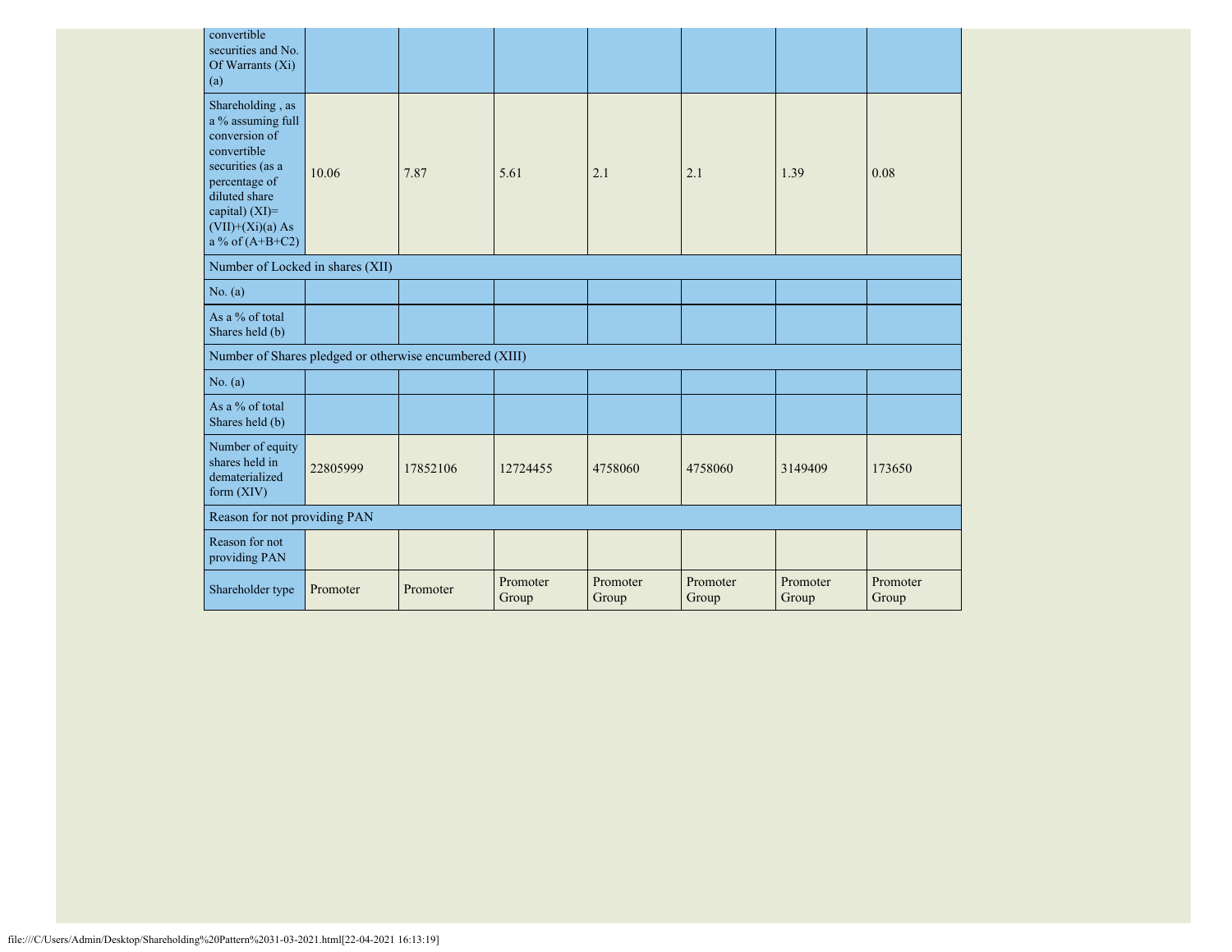| | | | | | | | |
|---|---|---|---|---|---|---|---|
| convertible securities and No. Of Warrants (Xi) (a) | | | | | | | |
| Shareholding , as a % assuming full conversion of convertible securities (as a percentage of diluted share capital) (XI)= (VII)+(Xi)(a) As a % of (A+B+C2) | 10.06 | 7.87 | 5.61 | 2.1 | 2.1 | 1.39 | 0.08 |
| Number of Locked in shares (XII) | | | | | | | |
| No. (a) | | | | | | | |
| As a % of total Shares held (b) | | | | | | | |
| Number of Shares pledged or otherwise encumbered (XIII) | | | | | | | |
| No. (a) | | | | | | | |
| As a % of total Shares held (b) | | | | | | | |
| Number of equity shares held in dematerialized form (XIV) | 22805999 | 17852106 | 12724455 | 4758060 | 4758060 | 3149409 | 173650 |
| Reason for not providing PAN | | | | | | | |
| Reason for not providing PAN | | | | | | | |
| Shareholder type | Promoter | Promoter | Promoter Group | Promoter Group | Promoter Group | Promoter Group | Promoter Group |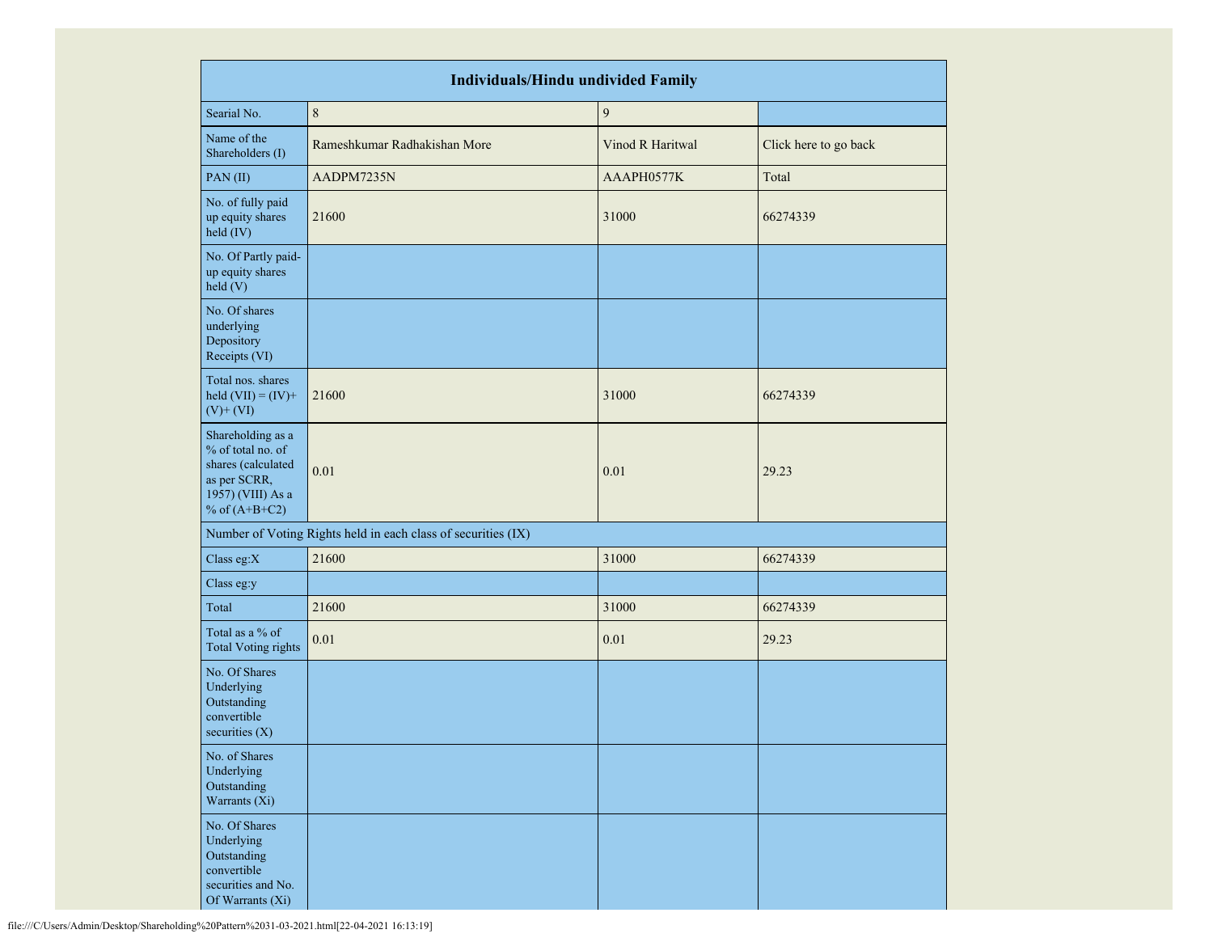| Individuals/Hindu undivided Family | | | |
|---|---|---|---|
| Searial No. | 8 | 9 | |
| Name of the Shareholders (I) | Rameshkumar Radhakishan More | Vinod R Haritwal | Click here to go back |
| PAN (II) | AADPM7235N | AAAPH0577K | Total |
| No. of fully paid up equity shares held (IV) | 21600 | 31000 | 66274339 |
| No. Of Partly paid-up equity shares held (V) | | | |
| No. Of shares underlying Depository Receipts (VI) | | | |
| Total nos. shares held (VII) = (IV)+ (V)+ (VI) | 21600 | 31000 | 66274339 |
| Shareholding as a % of total no. of shares (calculated as per SCRR, 1957) (VIII) As a % of (A+B+C2) | 0.01 | 0.01 | 29.23 |
| Number of Voting Rights held in each class of securities (IX) | | | |
| Class eg:X | 21600 | 31000 | 66274339 |
| Class eg:y | | | |
| Total | 21600 | 31000 | 66274339 |
| Total as a % of Total Voting rights | 0.01 | 0.01 | 29.23 |
| No. Of Shares Underlying Outstanding convertible securities (X) | | | |
| No. of Shares Underlying Outstanding Warrants (Xi) | | | |
| No. Of Shares Underlying Outstanding convertible securities and No. Of Warrants (Xi) | | | |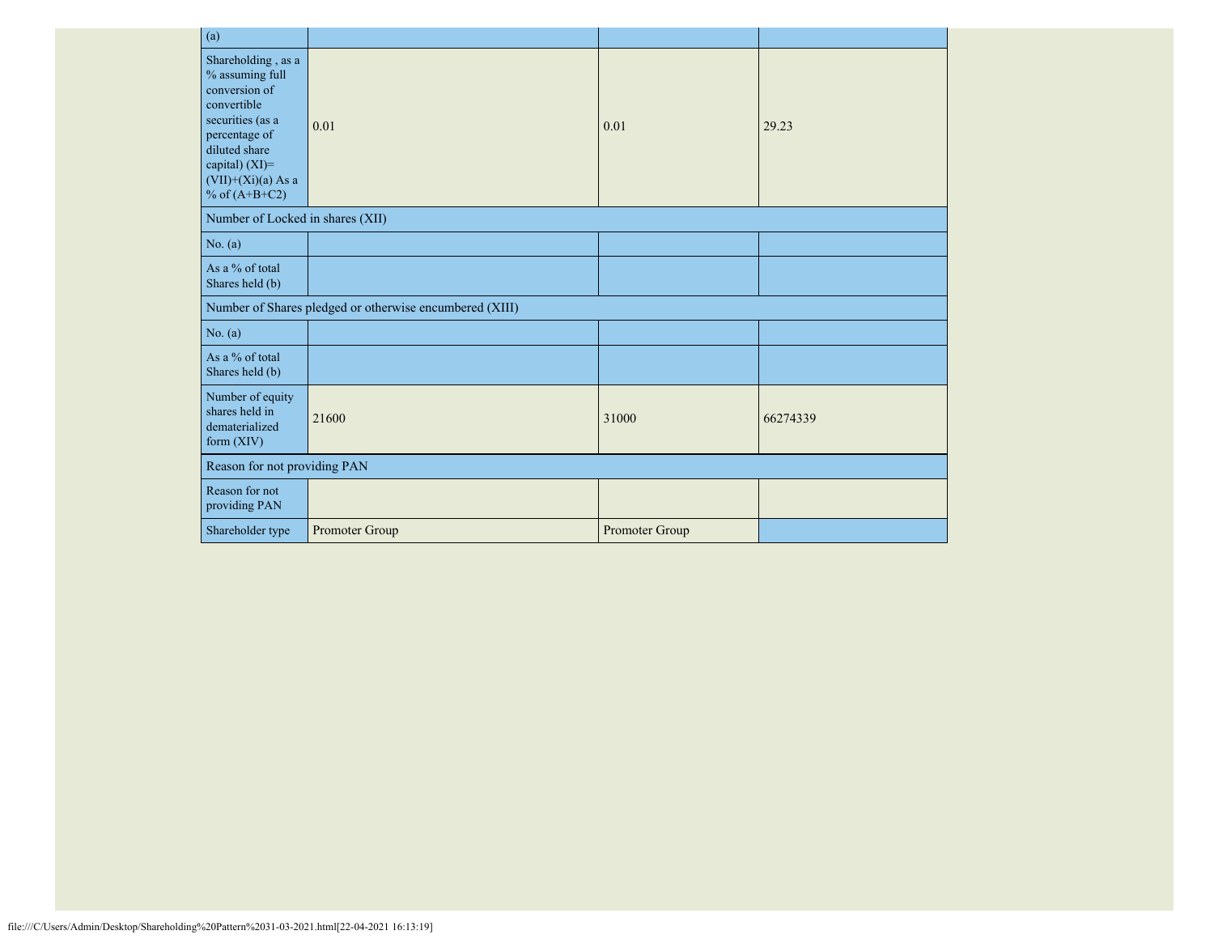| (a) | | | |
|---|---|---|---|
| Shareholding , as a % assuming full conversion of convertible securities (as a percentage of diluted share capital) (XI)= (VII)+(Xi)(a) As a % of (A+B+C2) | 0.01 | 0.01 | 29.23 |
| Number of Locked in shares (XII) | | | |
| No. (a) | | | |
| As a % of total Shares held (b) | | | |
| Number of Shares pledged or otherwise encumbered (XIII) | | | |
| No. (a) | | | |
| As a % of total Shares held (b) | | | |
| Number of equity shares held in dematerialized form (XIV) | 21600 | 31000 | 66274339 |
| Reason for not providing PAN | | | |
| Reason for not providing PAN | | | |
| Shareholder type | Promoter Group | Promoter Group | |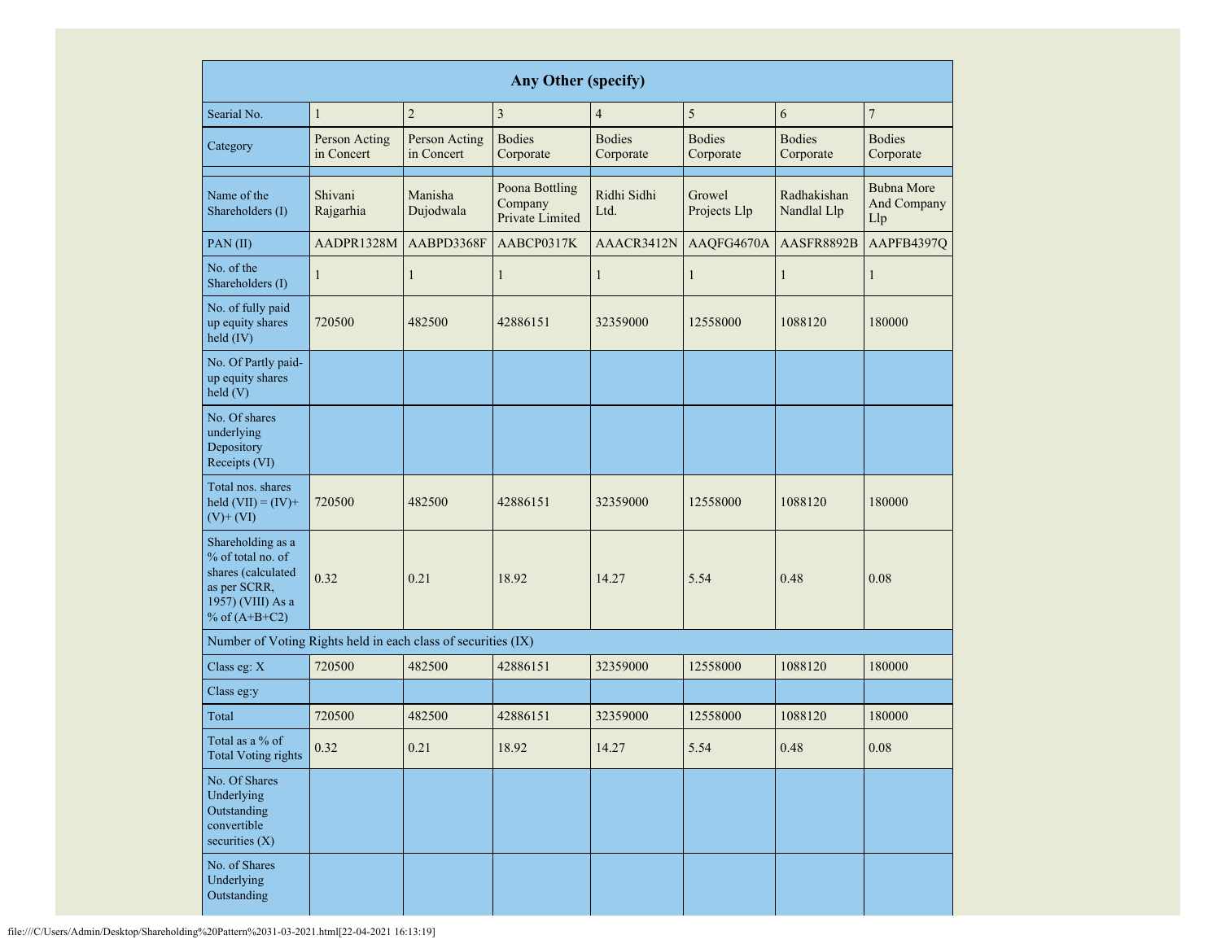| Any Other (specify) | | | | | | | |
|---|---|---|---|---|---|---|---|
| Searial No. | 1 | 2 | 3 | 4 | 5 | 6 | 7 |
| Category | Person Acting in Concert | Person Acting in Concert | Bodies Corporate | Bodies Corporate | Bodies Corporate | Bodies Corporate | Bodies Corporate |
| | | | | | | | |
| Name of the Shareholders (I) | Shivani Rajgarhia | Manisha Dujodwala | Poona Bottling Company Private Limited | Ridhi Sidhi Ltd. | Growel Projects Llp | Radhakishan Nandlal Llp | Bubna More And Company Llp |
| PAN (II) | AADPR1328M | AABPD3368F | AABCP0317K | AAACR3412N | AAQFG4670A | AASFR8892B | AAPFB4397Q |
| No. of the Shareholders (I) | 1 | 1 | 1 | 1 | 1 | 1 | 1 |
| No. of fully paid up equity shares held (IV) | 720500 | 482500 | 42886151 | 32359000 | 12558000 | 1088120 | 180000 |
| No. Of Partly paid-up equity shares held (V) | | | | | | | |
| No. Of shares underlying Depository Receipts (VI) | | | | | | | |
| Total nos. shares held (VII) = (IV)+(V)+ (VI) | 720500 | 482500 | 42886151 | 32359000 | 12558000 | 1088120 | 180000 |
| Shareholding as a % of total no. of shares (calculated as per SCRR, 1957) (VIII) As a % of (A+B+C2) | 0.32 | 0.21 | 18.92 | 14.27 | 5.54 | 0.48 | 0.08 |
| Number of Voting Rights held in each class of securities (IX) | | | | | | | |
| Class eg: X | 720500 | 482500 | 42886151 | 32359000 | 12558000 | 1088120 | 180000 |
| Class eg:y | | | | | | | |
| Total | 720500 | 482500 | 42886151 | 32359000 | 12558000 | 1088120 | 180000 |
| Total as a % of Total Voting rights | 0.32 | 0.21 | 18.92 | 14.27 | 5.54 | 0.48 | 0.08 |
| No. Of Shares Underlying Outstanding convertible securities (X) | | | | | | | |
| No. of Shares Underlying Outstanding | | | | | | | |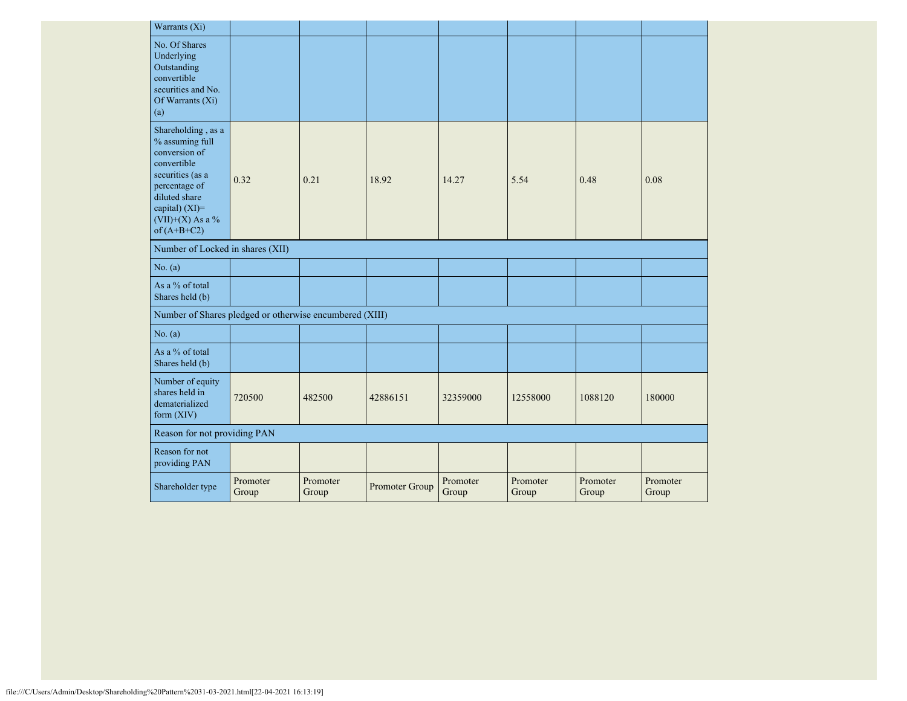| Warrants (Xi) | | | | | | | |
|---|---|---|---|---|---|---|---|
| No. Of Shares Underlying Outstanding convertible securities and No. Of Warrants (Xi) (a) | | | | | | | |
| Shareholding , as a % assuming full conversion of convertible securities (as a percentage of diluted share capital) (XI)= (VII)+(X) As a % of (A+B+C2) | 0.32 | 0.21 | 18.92 | 14.27 | 5.54 | 0.48 | 0.08 |
| Number of Locked in shares (XII) | | | | | | | |
| No. (a) | | | | | | | |
| As a % of total Shares held (b) | | | | | | | |
| Number of Shares pledged or otherwise encumbered (XIII) | | | | | | | |
| No. (a) | | | | | | | |
| As a % of total Shares held (b) | | | | | | | |
| Number of equity shares held in dematerialized form (XIV) | 720500 | 482500 | 42886151 | 32359000 | 12558000 | 1088120 | 180000 |
| Reason for not providing PAN | | | | | | | |
| Reason for not providing PAN | | | | | | | |
| Shareholder type | Promoter Group | Promoter Group | Promoter Group | Promoter Group | Promoter Group | Promoter Group | Promoter Group |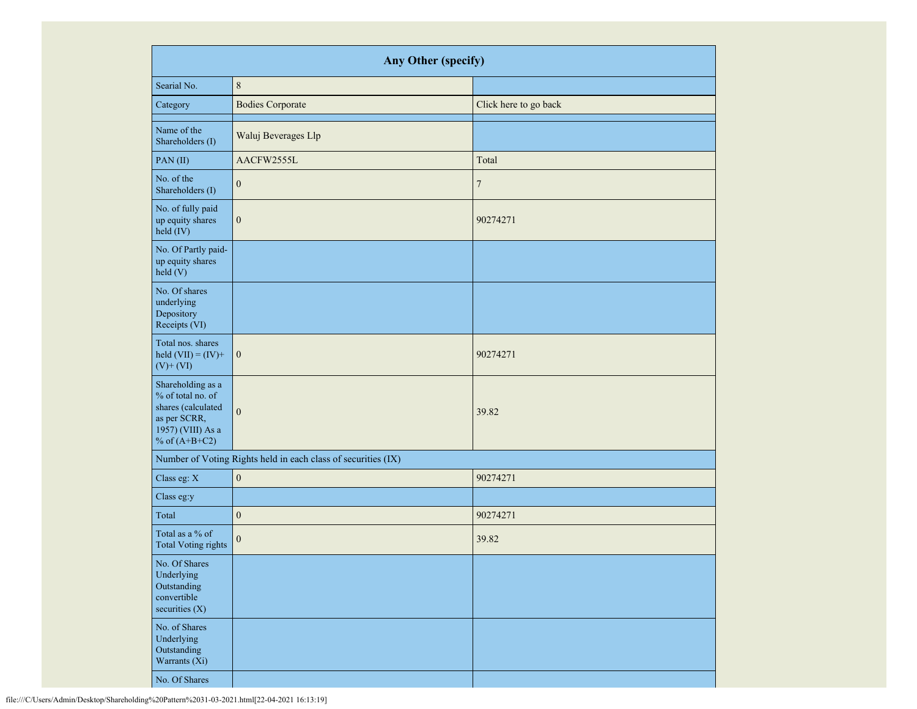| Any Other (specify) | | |
|---|---|---|
| Searial No. | 8 | |
| Category | Bodies Corporate | Click here to go back |
| | | |
| Name of the Shareholders (I) | Waluj Beverages Llp | |
| PAN (II) | AACFW2555L | Total |
| No. of the Shareholders (I) | 0 | 7 |
| No. of fully paid up equity shares held (IV) | 0 | 90274271 |
| No. Of Partly paid-up equity shares held (V) | | |
| No. Of shares underlying Depository Receipts (VI) | | |
| Total nos. shares held (VII) = (IV)+ (V)+ (VI) | 0 | 90274271 |
| Shareholding as a % of total no. of shares (calculated as per SCRR, 1957) (VIII) As a % of (A+B+C2) | 0 | 39.82 |
| Number of Voting Rights held in each class of securities (IX) | | |
| Class eg: X | 0 | 90274271 |
| Class eg:y | | |
| Total | 0 | 90274271 |
| Total as a % of Total Voting rights | 0 | 39.82 |
| No. Of Shares Underlying Outstanding convertible securities (X) | | |
| No. of Shares Underlying Outstanding Warrants (Xi) | | |
| No. Of Shares | | |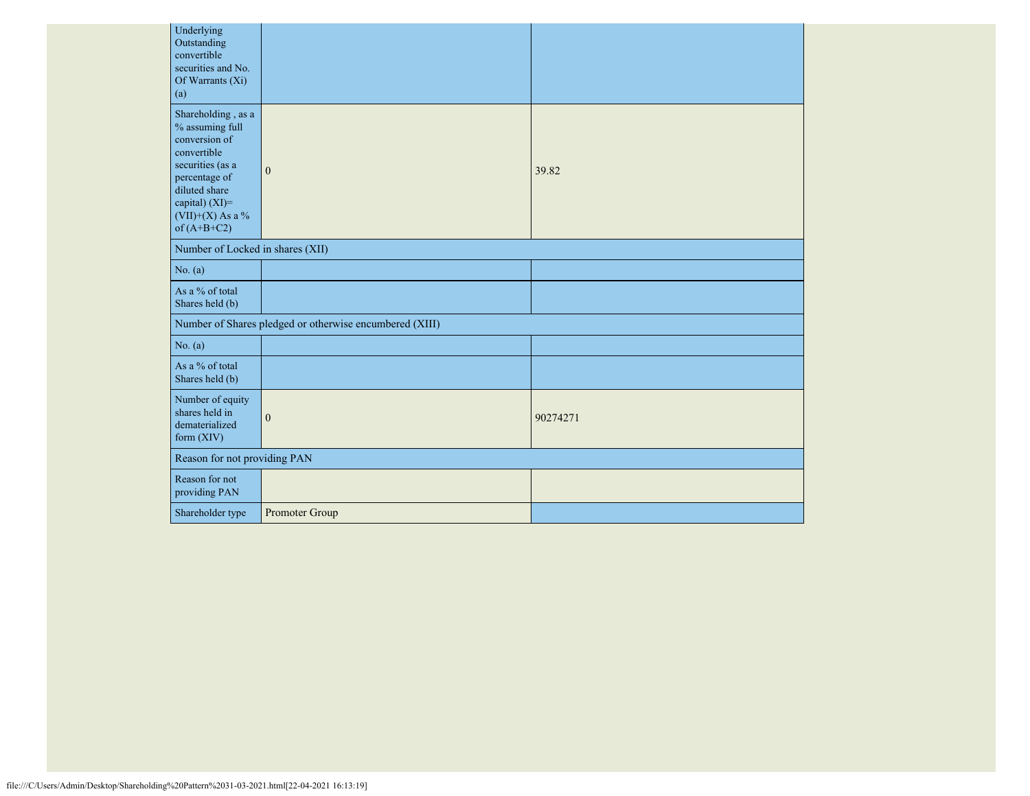| Underlying Outstanding convertible securities and No. Of Warrants (Xi) (a) | | |
|---|---|---|
| Shareholding , as a % assuming full conversion of convertible securities (as a percentage of diluted share capital) (XI)= (VII)+(X) As a % of (A+B+C2) | 0 | 39.82 |
| Number of Locked in shares (XII) | | |
| No. (a) | | |
| As a % of total Shares held (b) | | |
| Number of Shares pledged or otherwise encumbered (XIII) | | |
| No. (a) | | |
| As a % of total Shares held (b) | | |
| Number of equity shares held in dematerialized form (XIV) | 0 | 90274271 |
| Reason for not providing PAN | | |
| Reason for not providing PAN | | |
| Shareholder type | Promoter Group | |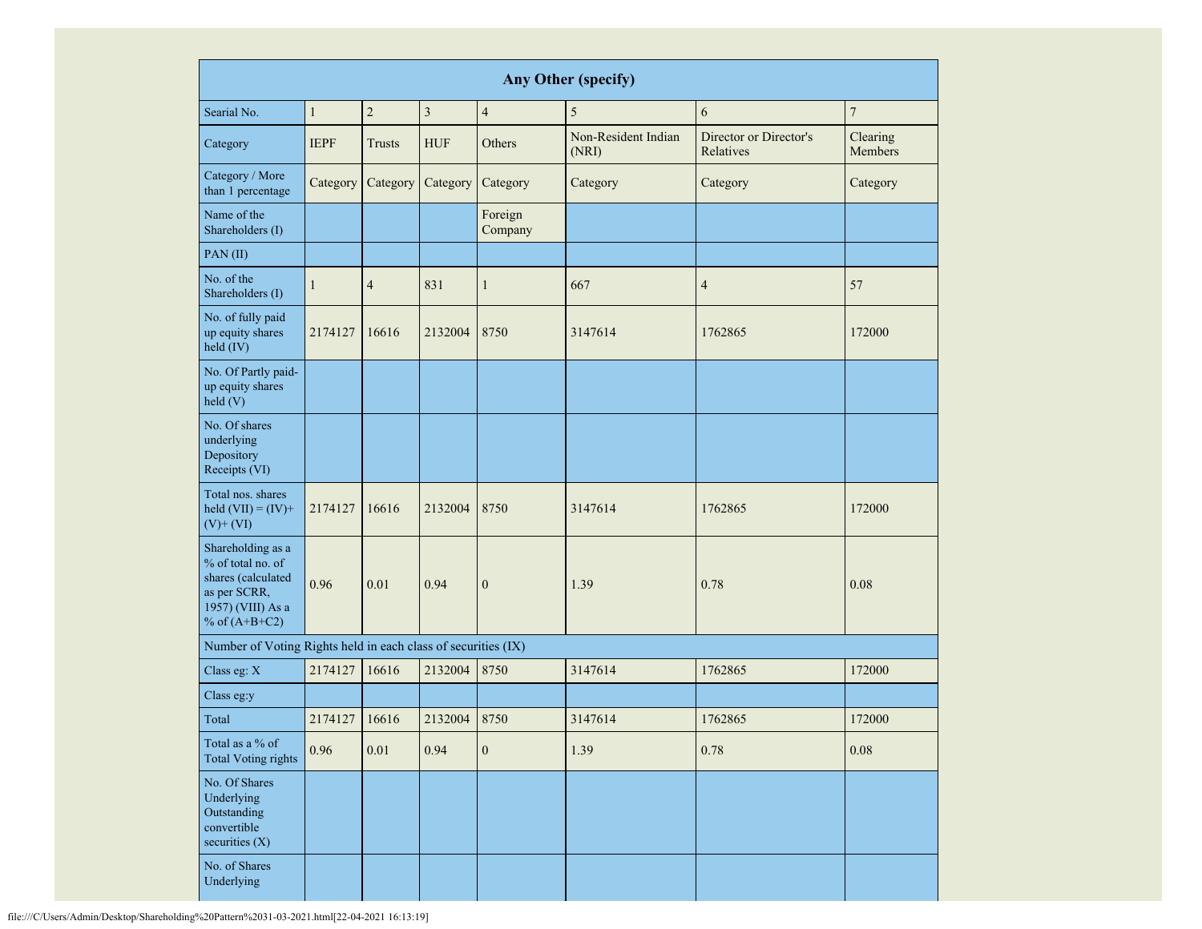| Any Other (specify) | | | | | | | |
|---|---|---|---|---|---|---|---|
| Searial No. | 1 | 2 | 3 | 4 | 5 | 6 | 7 |
| Category | IEPF | Trusts | HUF | Others | Non-Resident Indian (NRI) | Director or Director's Relatives | Clearing Members |
| Category / More than 1 percentage | Category | Category | Category | Category | Category | Category | Category |
| Name of the Shareholders (I) | | | | Foreign Company | | | |
| PAN (II) | | | | | | | |
| No. of the Shareholders (I) | 1 | 4 | 831 | 1 | 667 | 4 | 57 |
| No. of fully paid up equity shares held (IV) | 2174127 | 16616 | 2132004 | 8750 | 3147614 | 1762865 | 172000 |
| No. Of Partly paid-up equity shares held (V) | | | | | | | |
| No. Of shares underlying Depository Receipts (VI) | | | | | | | |
| Total nos. shares held (VII) = (IV)+ (V)+ (VI) | 2174127 | 16616 | 2132004 | 8750 | 3147614 | 1762865 | 172000 |
| Shareholding as a % of total no. of shares (calculated as per SCRR, 1957) (VIII) As a % of (A+B+C2) | 0.96 | 0.01 | 0.94 | 0 | 1.39 | 0.78 | 0.08 |
| Number of Voting Rights held in each class of securities (IX) | | | | | | | |
| Class eg: X | 2174127 | 16616 | 2132004 | 8750 | 3147614 | 1762865 | 172000 |
| Class eg:y | | | | | | | |
| Total | 2174127 | 16616 | 2132004 | 8750 | 3147614 | 1762865 | 172000 |
| Total as a % of Total Voting rights | 0.96 | 0.01 | 0.94 | 0 | 1.39 | 0.78 | 0.08 |
| No. Of Shares Underlying Outstanding convertible securities (X) | | | | | | | |
| No. of Shares Underlying | | | | | | | |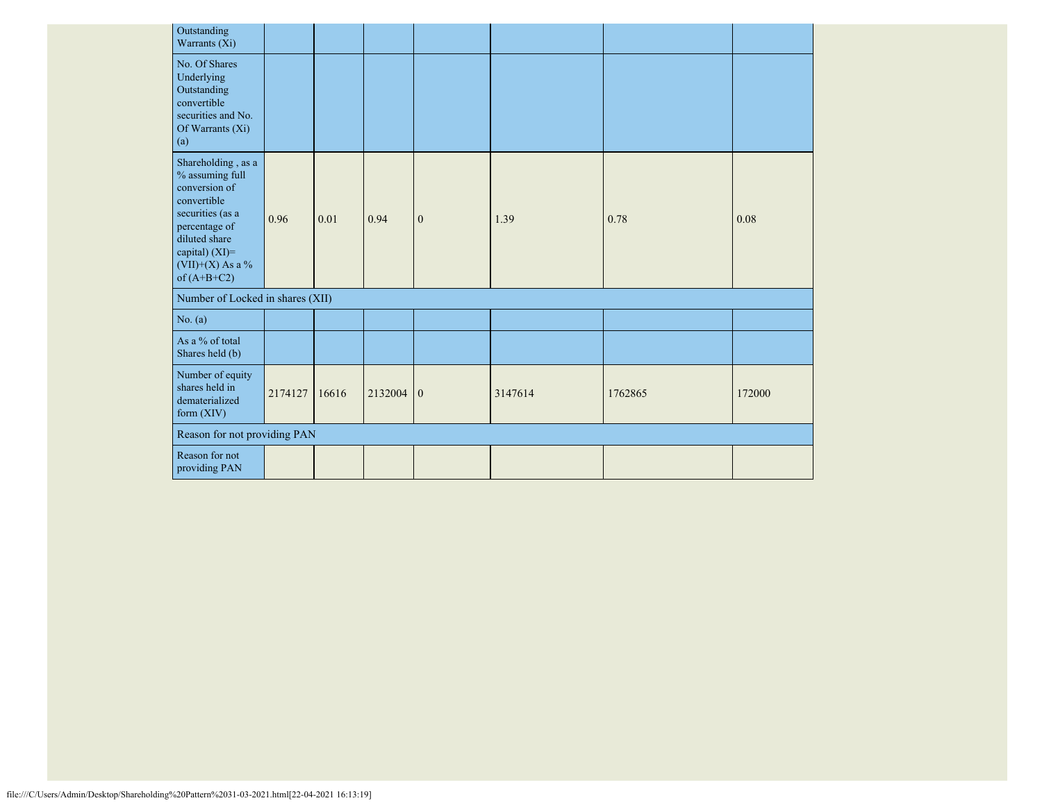| | | | | | | | |
|---|---|---|---|---|---|---|---|
| Outstanding Warrants (Xi) | | | | | | | |
| No. Of Shares Underlying Outstanding convertible securities and No. Of Warrants (Xi) (a) | | | | | | | |
| Shareholding , as a % assuming full conversion of convertible securities (as a percentage of diluted share capital) (XI)= (VII)+(X) As a % of (A+B+C2) | 0.96 | 0.01 | 0.94 | 0 | 1.39 | 0.78 | 0.08 |
| Number of Locked in shares (XII) | | | | | | | |
| No. (a) | | | | | | | |
| As a % of total Shares held (b) | | | | | | | |
| Number of equity shares held in dematerialized form (XIV) | 2174127 | 16616 | 2132004 | 0 | 3147614 | 1762865 | 172000 |
| Reason for not providing PAN | | | | | | | |
| Reason for not providing PAN | | | | | | | |

file:///C/Users/Admin/Desktop/Shareholding%20Pattern%2031-03-2021.html[22-04-2021 16:13:19]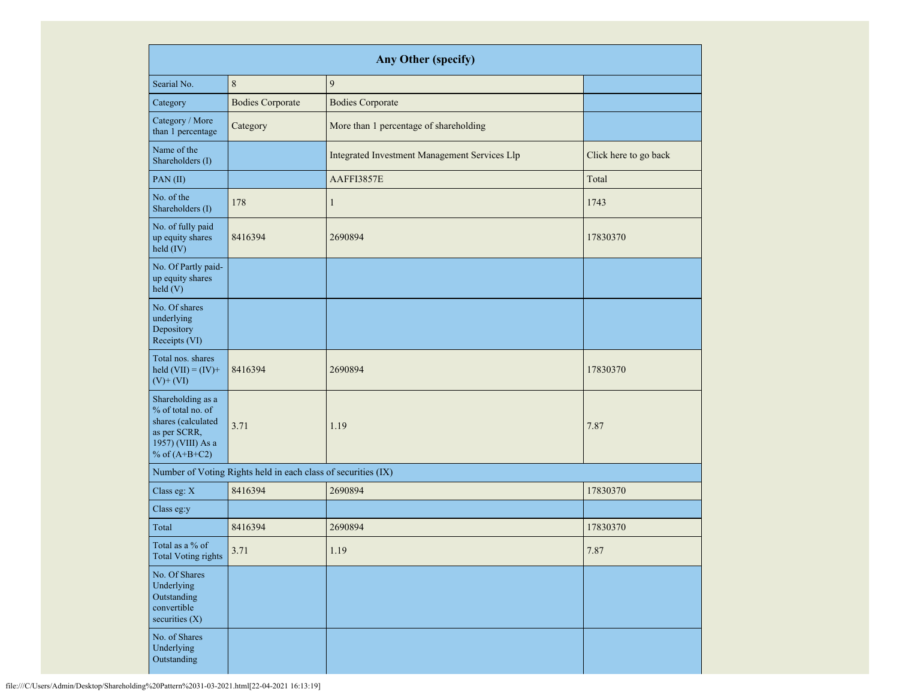| Any Other (specify) | | | |
|---|---|---|---|
| Searial No. | 8 | 9 | |
| Category | Bodies Corporate | Bodies Corporate | |
| Category / More than 1 percentage | Category | More than 1 percentage of shareholding | |
| Name of the Shareholders (I) | | Integrated Investment Management Services Llp | Click here to go back |
| PAN (II) | | AAFFI3857E | Total |
| No. of the Shareholders (I) | 178 | 1 | 1743 |
| No. of fully paid up equity shares held (IV) | 8416394 | 2690894 | 17830370 |
| No. Of Partly paid-up equity shares held (V) | | | |
| No. Of shares underlying Depository Receipts (VI) | | | |
| Total nos. shares held (VII) = (IV)+ (V)+ (VI) | 8416394 | 2690894 | 17830370 |
| Shareholding as a % of total no. of shares (calculated as per SCRR, 1957) (VIII) As a % of (A+B+C2) | 3.71 | 1.19 | 7.87 |
| Number of Voting Rights held in each class of securities (IX) | | | |
| Class eg: X | 8416394 | 2690894 | 17830370 |
| Class eg:y | | | |
| Total | 8416394 | 2690894 | 17830370 |
| Total as a % of Total Voting rights | 3.71 | 1.19 | 7.87 |
| No. Of Shares Underlying Outstanding convertible securities (X) | | | |
| No. of Shares Underlying Outstanding | | | |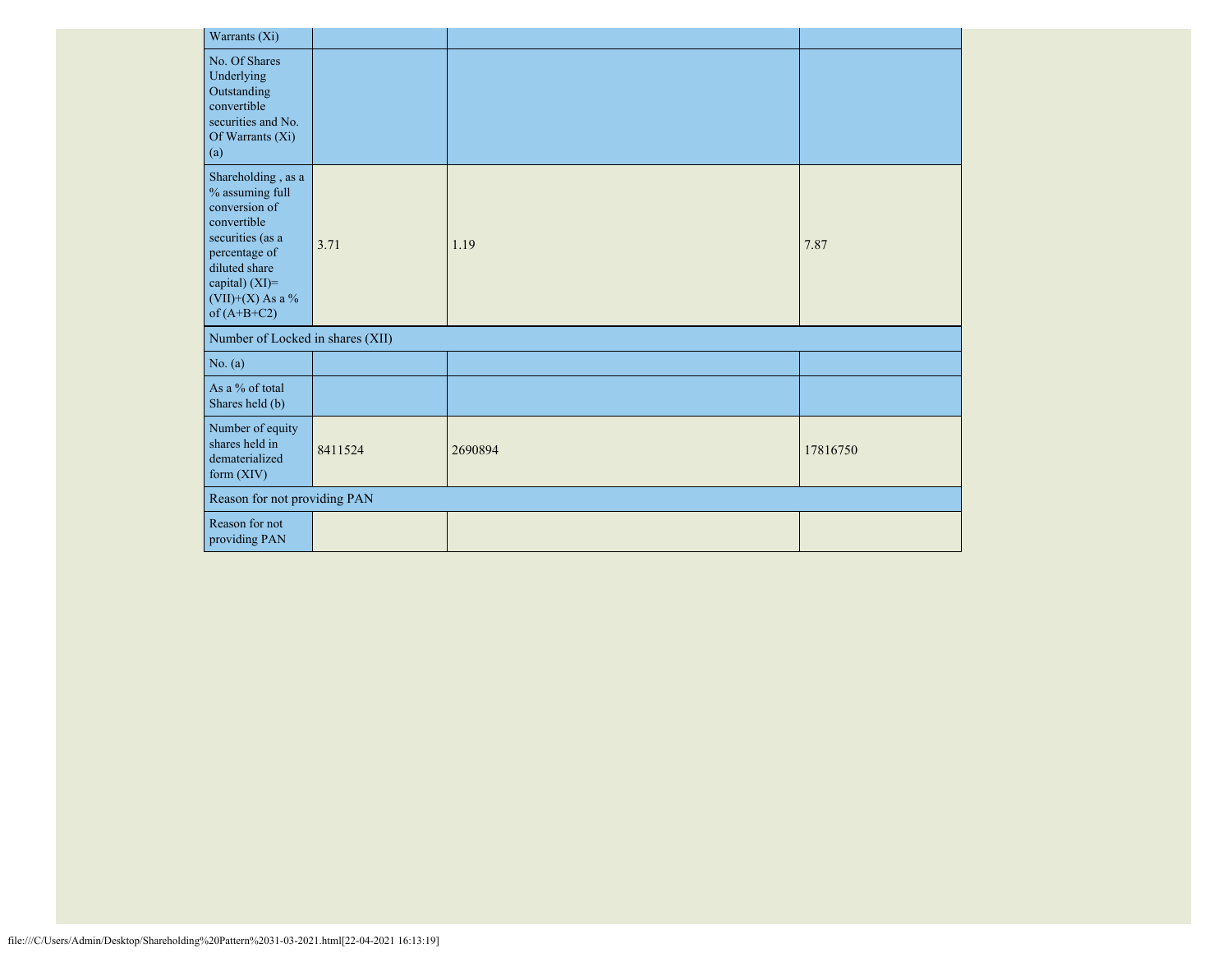| | | | |
|---|---|---|---|
| Warrants (Xi) | | | |
| No. Of Shares Underlying Outstanding convertible securities and No. Of Warrants (Xi) (a) | | | |
| Shareholding , as a % assuming full conversion of convertible securities (as a percentage of diluted share capital) (XI)= (VII)+(X) As a % of (A+B+C2) | 3.71 | 1.19 | 7.87 |
| Number of Locked in shares (XII) | | | |
| No. (a) | | | |
| As a % of total Shares held (b) | | | |
| Number of equity shares held in dematerialized form (XIV) | 8411524 | 2690894 | 17816750 |
| Reason for not providing PAN | | | |
| Reason for not providing PAN | | | |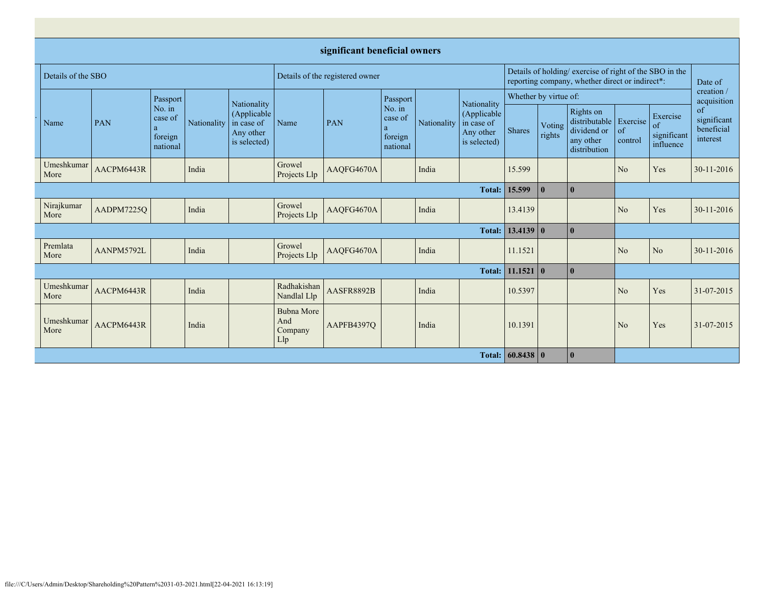## significant beneficial owners

| Details of the SBO | | | | | Details of the registered owner | | | | | Details of holding/ exercise of right of the SBO in the reporting company, whether direct or indirect*: | | | | | Date of creation / acquisition of significant beneficial interest |
|---|---|---|---|---|---|---|---|---|---|---|---|---|---|---|---|
| | | | | | | | | | | Whether by virtue of: | | | | | |
| Name | PAN | Passport No. in case of a foreign national | Nationality | Nationality (Applicable in case of Any other is selected) | Name | PAN | Passport No. in case of a foreign national | Nationality | Nationality (Applicable in case of Any other is selected) | Shares | Voting rights | Rights on distributable dividend or any other distribution | Exercise of control | Exercise of significant influence | |
| Umeshkumar More | AACPM6443R | | India | | Growel Projects Llp | AAQFG4670A | | India | | 15.599 | | | No | Yes | 30-11-2016 |
| | | | | | | | | | **Total:** | **15.599** | **0** | **0** | | | |
| Nirajkumar More | AADPM7225Q | | India | | Growel Projects Llp | AAQFG4670A | | India | | 13.4139 | | | No | Yes | 30-11-2016 |
| | | | | | | | | | **Total:** | **13.4139** | **0** | **0** | | | |
| Premlata More | AANPM5792L | | India | | Growel Projects Llp | AAQFG4670A | | India | | 11.1521 | | | No | No | 30-11-2016 |
| | | | | | | | | | **Total:** | **11.1521** | **0** | **0** | | | |
| Umeshkumar More | AACPM6443R | | India | | Radhakishan Nandlal Llp | AASFR8892B | | India | | 10.5397 | | | No | Yes | 31-07-2015 |
| Umeshkumar More | AACPM6443R | | India | | Bubna More And Company Llp | AAPFB4397Q | | India | | 10.1391 | | | No | Yes | 31-07-2015 |
| | | | | | | | | | **Total:** | **60.8438** | **0** | **0** | | | |